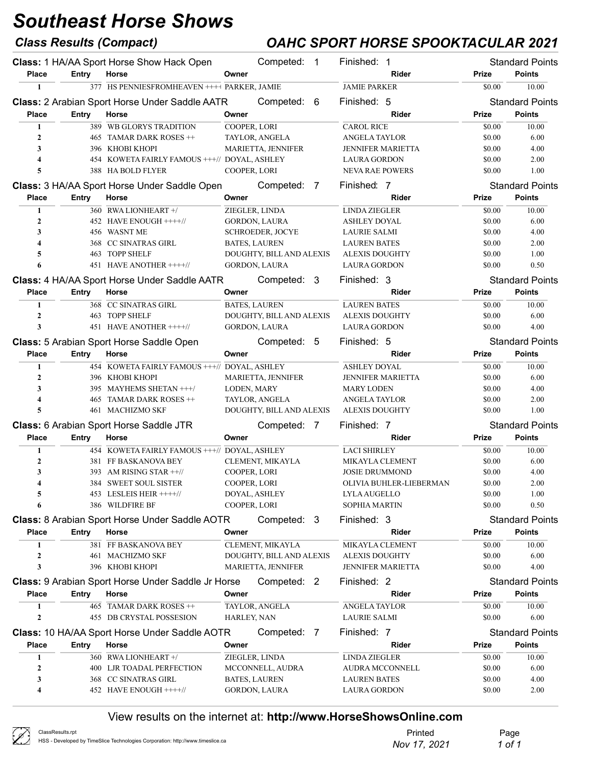# Southeast Horse Shows

## Class Results (Compact)

## OAHC SPORT HORSE SPOOKTACULAR 2021

**Class:** 1 HA/AA Sport Horse Show Hack Open — Competed: 1 — Finished: 1 — Standard Points

| Place | Entry | Horse | Owner | Rider | Prize | Points |
|---|---|---|---|---|---|---|
| 1 | 377 | HS PENNIESFROMHEAVEN ++++ | PARKER, JAMIE | JAMIE PARKER | $0.00 | 10.00 |

**Class:** 2 Arabian Sport Horse Under Saddle AATR — Competed: 6 — Finished: 5 — Standard Points

| Place | Entry | Horse | Owner | Rider | Prize | Points |
|---|---|---|---|---|---|---|
| 1 | 389 | WB GLORYS TRADITION | COOPER, LORI | CAROL RICE | $0.00 | 10.00 |
| 2 | 465 | TAMAR DARK ROSES ++ | TAYLOR, ANGELA | ANGELA TAYLOR | $0.00 | 6.00 |
| 3 | 396 | KHOBI KHOPI | MARIETTA, JENNIFER | JENNIFER MARIETTA | $0.00 | 4.00 |
| 4 | 454 | KOWETA FAIRLY FAMOUS +++// | DOYAL, ASHLEY | LAURA GORDON | $0.00 | 2.00 |
| 5 | 388 | HA BOLD FLYER | COOPER, LORI | NEVA RAE POWERS | $0.00 | 1.00 |

**Class:** 3 HA/AA Sport Horse Under Saddle Open — Competed: 7 — Finished: 7 — Standard Points

| Place | Entry | Horse | Owner | Rider | Prize | Points |
|---|---|---|---|---|---|---|
| 1 | 360 | RWA LIONHEART +/ | ZIEGLER, LINDA | LINDA ZIEGLER | $0.00 | 10.00 |
| 2 | 452 | HAVE ENOUGH ++++// | GORDON, LAURA | ASHLEY DOYAL | $0.00 | 6.00 |
| 3 | 456 | WASNT ME | SCHROEDER, JOCYE | LAURIE SALMI | $0.00 | 4.00 |
| 4 | 368 | CC SINATRAS GIRL | BATES, LAUREN | LAUREN BATES | $0.00 | 2.00 |
| 5 | 463 | TOPP SHELF | DOUGHTY, BILL AND ALEXIS | ALEXIS DOUGHTY | $0.00 | 1.00 |
| 6 | 451 | HAVE ANOTHER ++++// | GORDON, LAURA | LAURA GORDON | $0.00 | 0.50 |

**Class:** 4 HA/AA Sport Horse Under Saddle AATR — Competed: 3 — Finished: 3 — Standard Points

| Place | Entry | Horse | Owner | Rider | Prize | Points |
|---|---|---|---|---|---|---|
| 1 | 368 | CC SINATRAS GIRL | BATES, LAUREN | LAUREN BATES | $0.00 | 10.00 |
| 2 | 463 | TOPP SHELF | DOUGHTY, BILL AND ALEXIS | ALEXIS DOUGHTY | $0.00 | 6.00 |
| 3 | 451 | HAVE ANOTHER ++++// | GORDON, LAURA | LAURA GORDON | $0.00 | 4.00 |

**Class:** 5 Arabian Sport Horse Saddle Open — Competed: 5 — Finished: 5 — Standard Points

| Place | Entry | Horse | Owner | Rider | Prize | Points |
|---|---|---|---|---|---|---|
| 1 | 454 | KOWETA FAIRLY FAMOUS +++// | DOYAL, ASHLEY | ASHLEY DOYAL | $0.00 | 10.00 |
| 2 | 396 | KHOBI KHOPI | MARIETTA, JENNIFER | JENNIFER MARIETTA | $0.00 | 6.00 |
| 3 | 395 | MAYHEMS SHETAN +++/ | LODEN, MARY | MARY LODEN | $0.00 | 4.00 |
| 4 | 465 | TAMAR DARK ROSES ++ | TAYLOR, ANGELA | ANGELA TAYLOR | $0.00 | 2.00 |
| 5 | 461 | MACHIZMO SKF | DOUGHTY, BILL AND ALEXIS | ALEXIS DOUGHTY | $0.00 | 1.00 |

**Class:** 6 Arabian Sport Horse Saddle JTR — Competed: 7 — Finished: 7 — Standard Points

| Place | Entry | Horse | Owner | Rider | Prize | Points |
|---|---|---|---|---|---|---|
| 1 | 454 | KOWETA FAIRLY FAMOUS +++// | DOYAL, ASHLEY | LACI SHIRLEY | $0.00 | 10.00 |
| 2 | 381 | FF BASKANOVA BEY | CLEMENT, MIKAYLA | MIKAYLA CLEMENT | $0.00 | 6.00 |
| 3 | 393 | AM RISING STAR ++// | COOPER, LORI | JOSIE DRUMMOND | $0.00 | 4.00 |
| 4 | 384 | SWEET SOUL SISTER | COOPER, LORI | OLIVIA BUHLER-LIEBERMAN | $0.00 | 2.00 |
| 5 | 453 | LESLEIS HEIR ++++// | DOYAL, ASHLEY | LYLA AUGELLO | $0.00 | 1.00 |
| 6 | 386 | WILDFIRE BF | COOPER, LORI | SOPHIA MARTIN | $0.00 | 0.50 |

**Class:** 8 Arabian Sport Horse Under Saddle AOTR — Competed: 3 — Finished: 3 — Standard Points

| Place | Entry | Horse | Owner | Rider | Prize | Points |
|---|---|---|---|---|---|---|
| 1 | 381 | FF BASKANOVA BEY | CLEMENT, MIKAYLA | MIKAYLA CLEMENT | $0.00 | 10.00 |
| 2 | 461 | MACHIZMO SKF | DOUGHTY, BILL AND ALEXIS | ALEXIS DOUGHTY | $0.00 | 6.00 |
| 3 | 396 | KHOBI KHOPI | MARIETTA, JENNIFER | JENNIFER MARIETTA | $0.00 | 4.00 |

**Class:** 9 Arabian Sport Horse Under Saddle Jr Horse — Competed: 2 — Finished: 2 — Standard Points

| Place | Entry | Horse | Owner | Rider | Prize | Points |
|---|---|---|---|---|---|---|
| 1 | 465 | TAMAR DARK ROSES ++ | TAYLOR, ANGELA | ANGELA TAYLOR | $0.00 | 10.00 |
| 2 | 455 | DB CRYSTAL POSSESION | HARLEY, NAN | LAURIE SALMI | $0.00 | 6.00 |

**Class:** 10 HA/AA Sport Horse Under Saddle AOTR — Competed: 7 — Finished: 7 — Standard Points

| Place | Entry | Horse | Owner | Rider | Prize | Points |
|---|---|---|---|---|---|---|
| 1 | 360 | RWA LIONHEART +/ | ZIEGLER, LINDA | LINDA ZIEGLER | $0.00 | 10.00 |
| 2 | 400 | LJR TOADAL PERFECTION | MCCONNELL, AUDRA | AUDRA MCCONNELL | $0.00 | 6.00 |
| 3 | 368 | CC SINATRAS GIRL | BATES, LAUREN | LAUREN BATES | $0.00 | 4.00 |
| 4 | 452 | HAVE ENOUGH ++++// | GORDON, LAURA | LAURA GORDON | $0.00 | 2.00 |

View results on the internet at: **http://www.HorseShowsOnline.com**

ClassResults.rpt
HSS - Developed by TimeSlice Technologies Corporation: http://www.timeslice.ca

Printed *Nov 17, 2021*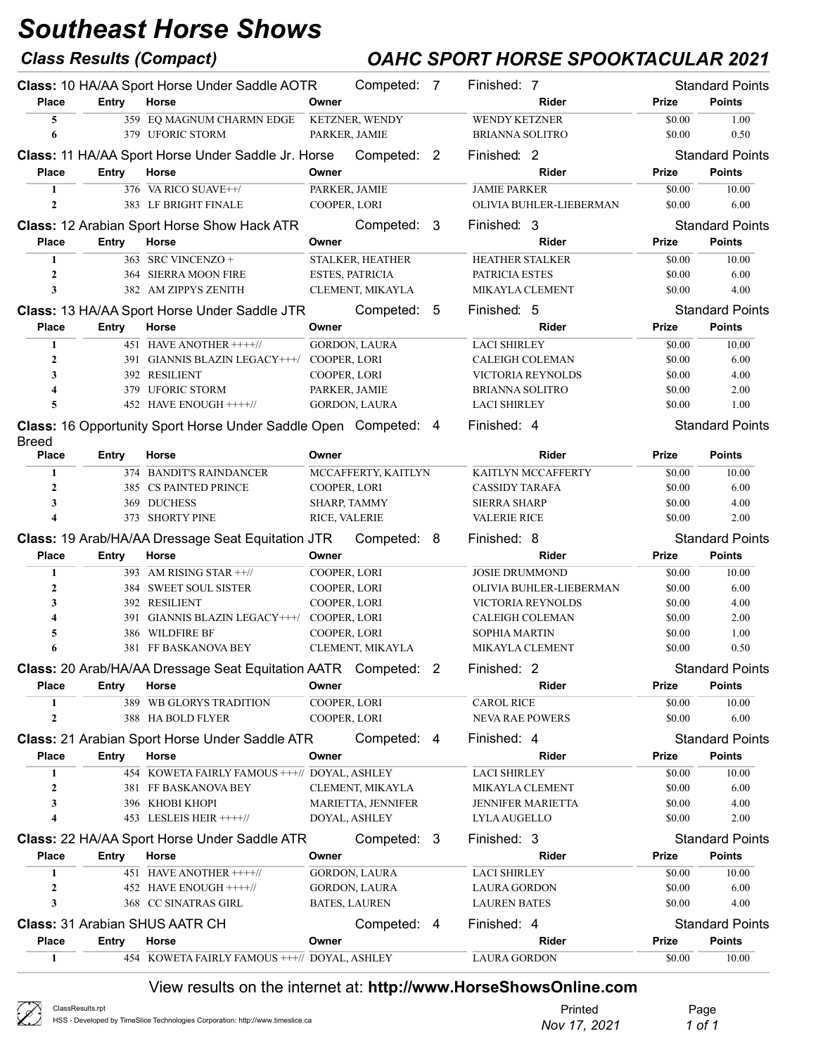# Southeast Horse Shows

## Class Results (Compact) — OAHC SPORT HORSE SPOOKTACULAR 2021

**Class:** 10 HA/AA Sport Horse Under Saddle AOTR — Competed: 7 — Finished: 7 — Standard Points

| Place | Entry | Horse | Owner | Rider | Prize | Points |
|---|---|---|---|---|---|---|
| 5 | 359 | EQ MAGNUM CHARMN EDGE | KETZNER, WENDY | WENDY KETZNER | $0.00 | 1.00 |
| 6 | 379 | UFORIC STORM | PARKER, JAMIE | BRIANNA SOLITRO | $0.00 | 0.50 |

**Class:** 11 HA/AA Sport Horse Under Saddle Jr. Horse — Competed: 2 — Finished: 2 — Standard Points

| Place | Entry | Horse | Owner | Rider | Prize | Points |
|---|---|---|---|---|---|---|
| 1 | 376 | VA RICO SUAVE++/ | PARKER, JAMIE | JAMIE PARKER | $0.00 | 10.00 |
| 2 | 383 | LF BRIGHT FINALE | COOPER, LORI | OLIVIA BUHLER-LIEBERMAN | $0.00 | 6.00 |

**Class:** 12 Arabian Sport Horse Show Hack ATR — Competed: 3 — Finished: 3 — Standard Points

| Place | Entry | Horse | Owner | Rider | Prize | Points |
|---|---|---|---|---|---|---|
| 1 | 363 | SRC VINCENZO + | STALKER, HEATHER | HEATHER STALKER | $0.00 | 10.00 |
| 2 | 364 | SIERRA MOON FIRE | ESTES, PATRICIA | PATRICIA ESTES | $0.00 | 6.00 |
| 3 | 382 | AM ZIPPYS ZENITH | CLEMENT, MIKAYLA | MIKAYLA CLEMENT | $0.00 | 4.00 |

**Class:** 13 HA/AA Sport Horse Under Saddle JTR — Competed: 5 — Finished: 5 — Standard Points

| Place | Entry | Horse | Owner | Rider | Prize | Points |
|---|---|---|---|---|---|---|
| 1 | 451 | HAVE ANOTHER ++++// | GORDON, LAURA | LACI SHIRLEY | $0.00 | 10.00 |
| 2 | 391 | GIANNIS BLAZIN LEGACY+++/ | COOPER, LORI | CALEIGH COLEMAN | $0.00 | 6.00 |
| 3 | 392 | RESILIENT | COOPER, LORI | VICTORIA REYNOLDS | $0.00 | 4.00 |
| 4 | 379 | UFORIC STORM | PARKER, JAMIE | BRIANNA SOLITRO | $0.00 | 2.00 |
| 5 | 452 | HAVE ENOUGH ++++// | GORDON, LAURA | LACI SHIRLEY | $0.00 | 1.00 |

**Class:** 16 Opportunity Sport Horse Under Saddle Open Breed — Competed: 4 — Finished: 4 — Standard Points

| Place | Entry | Horse | Owner | Rider | Prize | Points |
|---|---|---|---|---|---|---|
| 1 | 374 | BANDIT'S RAINDANCER | MCCAFFERTY, KAITLYN | KAITLYN MCCAFFERTY | $0.00 | 10.00 |
| 2 | 385 | CS PAINTED PRINCE | COOPER, LORI | CASSIDY TARAFA | $0.00 | 6.00 |
| 3 | 369 | DUCHESS | SHARP, TAMMY | SIERRA SHARP | $0.00 | 4.00 |
| 4 | 373 | SHORTY PINE | RICE, VALERIE | VALERIE RICE | $0.00 | 2.00 |

**Class:** 19 Arab/HA/AA Dressage Seat Equitation JTR — Competed: 8 — Finished: 8 — Standard Points

| Place | Entry | Horse | Owner | Rider | Prize | Points |
|---|---|---|---|---|---|---|
| 1 | 393 | AM RISING STAR ++// | COOPER, LORI | JOSIE DRUMMOND | $0.00 | 10.00 |
| 2 | 384 | SWEET SOUL SISTER | COOPER, LORI | OLIVIA BUHLER-LIEBERMAN | $0.00 | 6.00 |
| 3 | 392 | RESILIENT | COOPER, LORI | VICTORIA REYNOLDS | $0.00 | 4.00 |
| 4 | 391 | GIANNIS BLAZIN LEGACY+++/ | COOPER, LORI | CALEIGH COLEMAN | $0.00 | 2.00 |
| 5 | 386 | WILDFIRE BF | COOPER, LORI | SOPHIA MARTIN | $0.00 | 1.00 |
| 6 | 381 | FF BASKANOVA BEY | CLEMENT, MIKAYLA | MIKAYLA CLEMENT | $0.00 | 0.50 |

**Class:** 20 Arab/HA/AA Dressage Seat Equitation AATR — Competed: 2 — Finished: 2 — Standard Points

| Place | Entry | Horse | Owner | Rider | Prize | Points |
|---|---|---|---|---|---|---|
| 1 | 389 | WB GLORYS TRADITION | COOPER, LORI | CAROL RICE | $0.00 | 10.00 |
| 2 | 388 | HA BOLD FLYER | COOPER, LORI | NEVA RAE POWERS | $0.00 | 6.00 |

**Class:** 21 Arabian Sport Horse Under Saddle ATR — Competed: 4 — Finished: 4 — Standard Points

| Place | Entry | Horse | Owner | Rider | Prize | Points |
|---|---|---|---|---|---|---|
| 1 | 454 | KOWETA FAIRLY FAMOUS +++// | DOYAL, ASHLEY | LACI SHIRLEY | $0.00 | 10.00 |
| 2 | 381 | FF BASKANOVA BEY | CLEMENT, MIKAYLA | MIKAYLA CLEMENT | $0.00 | 6.00 |
| 3 | 396 | KHOBI KHOPI | MARIETTA, JENNIFER | JENNIFER MARIETTA | $0.00 | 4.00 |
| 4 | 453 | LESLEIS HEIR ++++// | DOYAL, ASHLEY | LYLA AUGELLO | $0.00 | 2.00 |

**Class:** 22 HA/AA Sport Horse Under Saddle ATR — Competed: 3 — Finished: 3 — Standard Points

| Place | Entry | Horse | Owner | Rider | Prize | Points |
|---|---|---|---|---|---|---|
| 1 | 451 | HAVE ANOTHER ++++// | GORDON, LAURA | LACI SHIRLEY | $0.00 | 10.00 |
| 2 | 452 | HAVE ENOUGH ++++// | GORDON, LAURA | LAURA GORDON | $0.00 | 6.00 |
| 3 | 368 | CC SINATRAS GIRL | BATES, LAUREN | LAUREN BATES | $0.00 | 4.00 |

**Class:** 31 Arabian SHUS AATR CH — Competed: 4 — Finished: 4 — Standard Points

| Place | Entry | Horse | Owner | Rider | Prize | Points |
|---|---|---|---|---|---|---|
| 1 | 454 | KOWETA FAIRLY FAMOUS +++// | DOYAL, ASHLEY | LAURA GORDON | $0.00 | 10.00 |

View results on the internet at: **http://www.HorseShowsOnline.com**

ClassResults.rpt
HSS - Developed by TimeSlice Technologies Corporation: http://www.timeslice.ca

Printed *Nov 17, 2021*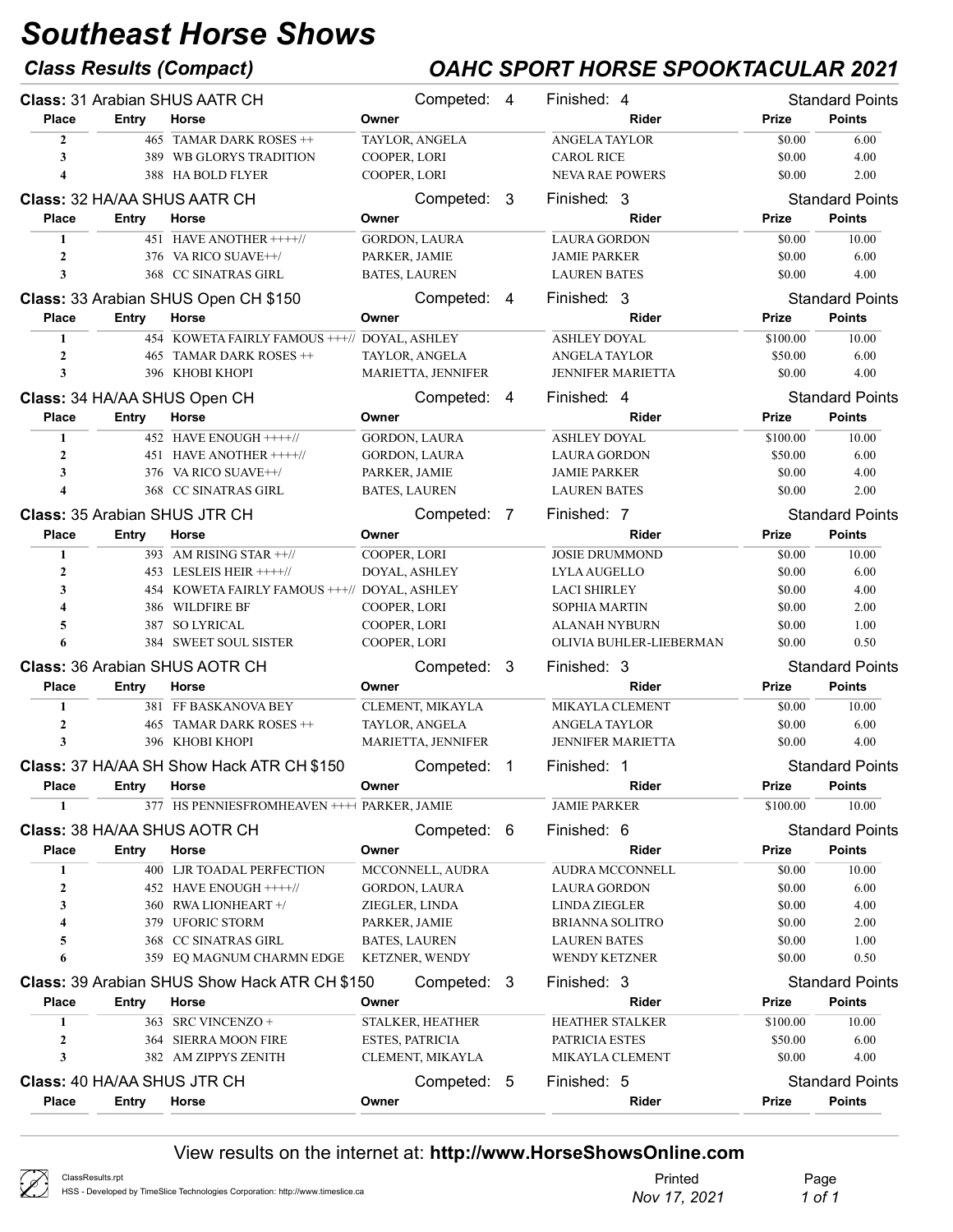# Southeast Horse Shows

## Class Results (Compact)

## OAHC SPORT HORSE SPOOKTACULAR 2021

**Class:** 31 Arabian SHUS AATR CH — Competed: 4 — Finished: 4 — Standard Points

| Place | Entry | Horse | Owner | Rider | Prize | Points |
|---|---|---|---|---|---|---|
| 2 | 465 | TAMAR DARK ROSES ++ | TAYLOR, ANGELA | ANGELA TAYLOR | $0.00 | 6.00 |
| 3 | 389 | WB GLORYS TRADITION | COOPER, LORI | CAROL RICE | $0.00 | 4.00 |
| 4 | 388 | HA BOLD FLYER | COOPER, LORI | NEVA RAE POWERS | $0.00 | 2.00 |

**Class:** 32 HA/AA SHUS AATR CH — Competed: 3 — Finished: 3 — Standard Points

| Place | Entry | Horse | Owner | Rider | Prize | Points |
|---|---|---|---|---|---|---|
| 1 | 451 | HAVE ANOTHER ++++// | GORDON, LAURA | LAURA GORDON | $0.00 | 10.00 |
| 2 | 376 | VA RICO SUAVE++/ | PARKER, JAMIE | JAMIE PARKER | $0.00 | 6.00 |
| 3 | 368 | CC SINATRAS GIRL | BATES, LAUREN | LAUREN BATES | $0.00 | 4.00 |

**Class:** 33 Arabian SHUS Open CH $150 — Competed: 4 — Finished: 3 — Standard Points

| Place | Entry | Horse | Owner | Rider | Prize | Points |
|---|---|---|---|---|---|---|
| 1 | 454 | KOWETA FAIRLY FAMOUS +++// | DOYAL, ASHLEY | ASHLEY DOYAL | $100.00 | 10.00 |
| 2 | 465 | TAMAR DARK ROSES ++ | TAYLOR, ANGELA | ANGELA TAYLOR | $50.00 | 6.00 |
| 3 | 396 | KHOBI KHOPI | MARIETTA, JENNIFER | JENNIFER MARIETTA | $0.00 | 4.00 |

**Class:** 34 HA/AA SHUS Open CH — Competed: 4 — Finished: 4 — Standard Points

| Place | Entry | Horse | Owner | Rider | Prize | Points |
|---|---|---|---|---|---|---|
| 1 | 452 | HAVE ENOUGH ++++// | GORDON, LAURA | ASHLEY DOYAL | $100.00 | 10.00 |
| 2 | 451 | HAVE ANOTHER ++++// | GORDON, LAURA | LAURA GORDON | $50.00 | 6.00 |
| 3 | 376 | VA RICO SUAVE++/ | PARKER, JAMIE | JAMIE PARKER | $0.00 | 4.00 |
| 4 | 368 | CC SINATRAS GIRL | BATES, LAUREN | LAUREN BATES | $0.00 | 2.00 |

**Class:** 35 Arabian SHUS JTR CH — Competed: 7 — Finished: 7 — Standard Points

| Place | Entry | Horse | Owner | Rider | Prize | Points |
|---|---|---|---|---|---|---|
| 1 | 393 | AM RISING STAR ++// | COOPER, LORI | JOSIE DRUMMOND | $0.00 | 10.00 |
| 2 | 453 | LESLEIS HEIR ++++// | DOYAL, ASHLEY | LYLA AUGELLO | $0.00 | 6.00 |
| 3 | 454 | KOWETA FAIRLY FAMOUS +++// | DOYAL, ASHLEY | LACI SHIRLEY | $0.00 | 4.00 |
| 4 | 386 | WILDFIRE BF | COOPER, LORI | SOPHIA MARTIN | $0.00 | 2.00 |
| 5 | 387 | SO LYRICAL | COOPER, LORI | ALANAH NYBURN | $0.00 | 1.00 |
| 6 | 384 | SWEET SOUL SISTER | COOPER, LORI | OLIVIA BUHLER-LIEBERMAN | $0.00 | 0.50 |

**Class:** 36 Arabian SHUS AOTR CH — Competed: 3 — Finished: 3 — Standard Points

| Place | Entry | Horse | Owner | Rider | Prize | Points |
|---|---|---|---|---|---|---|
| 1 | 381 | FF BASKANOVA BEY | CLEMENT, MIKAYLA | MIKAYLA CLEMENT | $0.00 | 10.00 |
| 2 | 465 | TAMAR DARK ROSES ++ | TAYLOR, ANGELA | ANGELA TAYLOR | $0.00 | 6.00 |
| 3 | 396 | KHOBI KHOPI | MARIETTA, JENNIFER | JENNIFER MARIETTA | $0.00 | 4.00 |

**Class:** 37 HA/AA SH Show Hack ATR CH $150 — Competed: 1 — Finished: 1 — Standard Points

| Place | Entry | Horse | Owner | Rider | Prize | Points |
|---|---|---|---|---|---|---|
| 1 | 377 | HS PENNIESFROMHEAVEN ++++ | PARKER, JAMIE | JAMIE PARKER | $100.00 | 10.00 |

**Class:** 38 HA/AA SHUS AOTR CH — Competed: 6 — Finished: 6 — Standard Points

| Place | Entry | Horse | Owner | Rider | Prize | Points |
|---|---|---|---|---|---|---|
| 1 | 400 | LJR TOADAL PERFECTION | MCCONNELL, AUDRA | AUDRA MCCONNELL | $0.00 | 10.00 |
| 2 | 452 | HAVE ENOUGH ++++// | GORDON, LAURA | LAURA GORDON | $0.00 | 6.00 |
| 3 | 360 | RWA LIONHEART +/ | ZIEGLER, LINDA | LINDA ZIEGLER | $0.00 | 4.00 |
| 4 | 379 | UFORIC STORM | PARKER, JAMIE | BRIANNA SOLITRO | $0.00 | 2.00 |
| 5 | 368 | CC SINATRAS GIRL | BATES, LAUREN | LAUREN BATES | $0.00 | 1.00 |
| 6 | 359 | EQ MAGNUM CHARMN EDGE | KETZNER, WENDY | WENDY KETZNER | $0.00 | 0.50 |

**Class:** 39 Arabian SHUS Show Hack ATR CH $150 — Competed: 3 — Finished: 3 — Standard Points

| Place | Entry | Horse | Owner | Rider | Prize | Points |
|---|---|---|---|---|---|---|
| 1 | 363 | SRC VINCENZO + | STALKER, HEATHER | HEATHER STALKER | $100.00 | 10.00 |
| 2 | 364 | SIERRA MOON FIRE | ESTES, PATRICIA | PATRICIA ESTES | $50.00 | 6.00 |
| 3 | 382 | AM ZIPPYS ZENITH | CLEMENT, MIKAYLA | MIKAYLA CLEMENT | $0.00 | 4.00 |

**Class:** 40 HA/AA SHUS JTR CH — Competed: 5 — Finished: 5 — Standard Points

| Place | Entry | Horse | Owner | Rider | Prize | Points |
|---|---|---|---|---|---|---|

View results on the internet at: **http://www.HorseShowsOnline.com**

ClassResults.rpt
HSS - Developed by TimeSlice Technologies Corporation: http://www.timeslice.ca

Printed Nov 17, 2021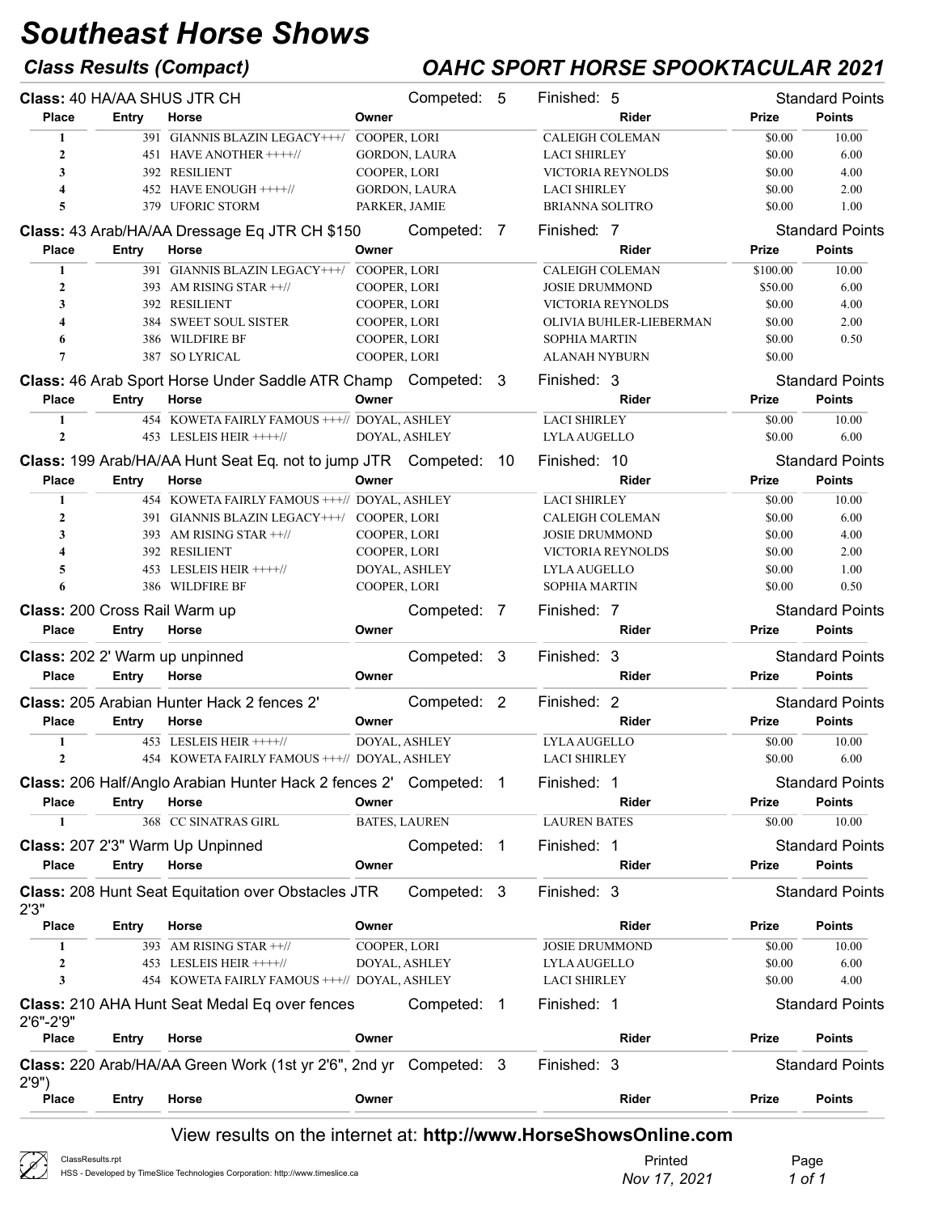# Southeast Horse Shows

## Class Results (Compact)

## OAHC SPORT HORSE SPOOKTACULAR 2021

**Class:** 40 HA/AA SHUS JTR CH — Competed: 5 — Finished: 5 — Standard Points

| Place | Entry | Horse | Owner | Rider | Prize | Points |
|---|---|---|---|---|---|---|
| 1 | 391 | GIANNIS BLAZIN LEGACY+++/ | COOPER, LORI | CALEIGH COLEMAN | $0.00 | 10.00 |
| 2 | 451 | HAVE ANOTHER ++++// | GORDON, LAURA | LACI SHIRLEY | $0.00 | 6.00 |
| 3 | 392 | RESILIENT | COOPER, LORI | VICTORIA REYNOLDS | $0.00 | 4.00 |
| 4 | 452 | HAVE ENOUGH ++++// | GORDON, LAURA | LACI SHIRLEY | $0.00 | 2.00 |
| 5 | 379 | UFORIC STORM | PARKER, JAMIE | BRIANNA SOLITRO | $0.00 | 1.00 |

**Class:** 43 Arab/HA/AA Dressage Eq JTR CH $150 — Competed: 7 — Finished: 7 — Standard Points

| Place | Entry | Horse | Owner | Rider | Prize | Points |
|---|---|---|---|---|---|---|
| 1 | 391 | GIANNIS BLAZIN LEGACY+++/ | COOPER, LORI | CALEIGH COLEMAN | $100.00 | 10.00 |
| 2 | 393 | AM RISING STAR ++// | COOPER, LORI | JOSIE DRUMMOND | $50.00 | 6.00 |
| 3 | 392 | RESILIENT | COOPER, LORI | VICTORIA REYNOLDS | $0.00 | 4.00 |
| 4 | 384 | SWEET SOUL SISTER | COOPER, LORI | OLIVIA BUHLER-LIEBERMAN | $0.00 | 2.00 |
| 6 | 386 | WILDFIRE BF | COOPER, LORI | SOPHIA MARTIN | $0.00 | 0.50 |
| 7 | 387 | SO LYRICAL | COOPER, LORI | ALANAH NYBURN | $0.00 | |

**Class:** 46 Arab Sport Horse Under Saddle ATR Champ — Competed: 3 — Finished: 3 — Standard Points

| Place | Entry | Horse | Owner | Rider | Prize | Points |
|---|---|---|---|---|---|---|
| 1 | 454 | KOWETA FAIRLY FAMOUS +++// | DOYAL, ASHLEY | LACI SHIRLEY | $0.00 | 10.00 |
| 2 | 453 | LESLEIS HEIR ++++// | DOYAL, ASHLEY | LYLA AUGELLO | $0.00 | 6.00 |

**Class:** 199 Arab/HA/AA Hunt Seat Eq. not to jump JTR — Competed: 10 — Finished: 10 — Standard Points

| Place | Entry | Horse | Owner | Rider | Prize | Points |
|---|---|---|---|---|---|---|
| 1 | 454 | KOWETA FAIRLY FAMOUS +++// | DOYAL, ASHLEY | LACI SHIRLEY | $0.00 | 10.00 |
| 2 | 391 | GIANNIS BLAZIN LEGACY+++/ | COOPER, LORI | CALEIGH COLEMAN | $0.00 | 6.00 |
| 3 | 393 | AM RISING STAR ++// | COOPER, LORI | JOSIE DRUMMOND | $0.00 | 4.00 |
| 4 | 392 | RESILIENT | COOPER, LORI | VICTORIA REYNOLDS | $0.00 | 2.00 |
| 5 | 453 | LESLEIS HEIR ++++// | DOYAL, ASHLEY | LYLA AUGELLO | $0.00 | 1.00 |
| 6 | 386 | WILDFIRE BF | COOPER, LORI | SOPHIA MARTIN | $0.00 | 0.50 |

**Class:** 200 Cross Rail Warm up — Competed: 7 — Finished: 7 — Standard Points

| Place | Entry | Horse | Owner | Rider | Prize | Points |
|---|---|---|---|---|---|---|

**Class:** 202 2' Warm up unpinned — Competed: 3 — Finished: 3 — Standard Points

| Place | Entry | Horse | Owner | Rider | Prize | Points |
|---|---|---|---|---|---|---|

**Class:** 205 Arabian Hunter Hack 2 fences 2' — Competed: 2 — Finished: 2 — Standard Points

| Place | Entry | Horse | Owner | Rider | Prize | Points |
|---|---|---|---|---|---|---|
| 1 | 453 | LESLEIS HEIR ++++// | DOYAL, ASHLEY | LYLA AUGELLO | $0.00 | 10.00 |
| 2 | 454 | KOWETA FAIRLY FAMOUS +++// | DOYAL, ASHLEY | LACI SHIRLEY | $0.00 | 6.00 |

**Class:** 206 Half/Anglo Arabian Hunter Hack 2 fences 2' — Competed: 1 — Finished: 1 — Standard Points

| Place | Entry | Horse | Owner | Rider | Prize | Points |
|---|---|---|---|---|---|---|
| 1 | 368 | CC SINATRAS GIRL | BATES, LAUREN | LAUREN BATES | $0.00 | 10.00 |

**Class:** 207 2'3" Warm Up Unpinned — Competed: 1 — Finished: 1 — Standard Points

| Place | Entry | Horse | Owner | Rider | Prize | Points |
|---|---|---|---|---|---|---|

**Class:** 208 Hunt Seat Equitation over Obstacles JTR 2'3" — Competed: 3 — Finished: 3 — Standard Points

| Place | Entry | Horse | Owner | Rider | Prize | Points |
|---|---|---|---|---|---|---|
| 1 | 393 | AM RISING STAR ++// | COOPER, LORI | JOSIE DRUMMOND | $0.00 | 10.00 |
| 2 | 453 | LESLEIS HEIR ++++// | DOYAL, ASHLEY | LYLA AUGELLO | $0.00 | 6.00 |
| 3 | 454 | KOWETA FAIRLY FAMOUS +++// | DOYAL, ASHLEY | LACI SHIRLEY | $0.00 | 4.00 |

**Class:** 210 AHA Hunt Seat Medal Eq over fences 2'6"-2'9" — Competed: 1 — Finished: 1 — Standard Points

| Place | Entry | Horse | Owner | Rider | Prize | Points |
|---|---|---|---|---|---|---|

**Class:** 220 Arab/HA/AA Green Work (1st yr 2'6", 2nd yr 2'9") — Competed: 3 — Finished: 3 — Standard Points

| Place | Entry | Horse | Owner | Rider | Prize | Points |
|---|---|---|---|---|---|---|

View results on the internet at: **http://www.HorseShowsOnline.com**

ClassResults.rpt
HSS - Developed by TimeSlice Technologies Corporation: http://www.timeslice.ca

Printed *Nov 17, 2021*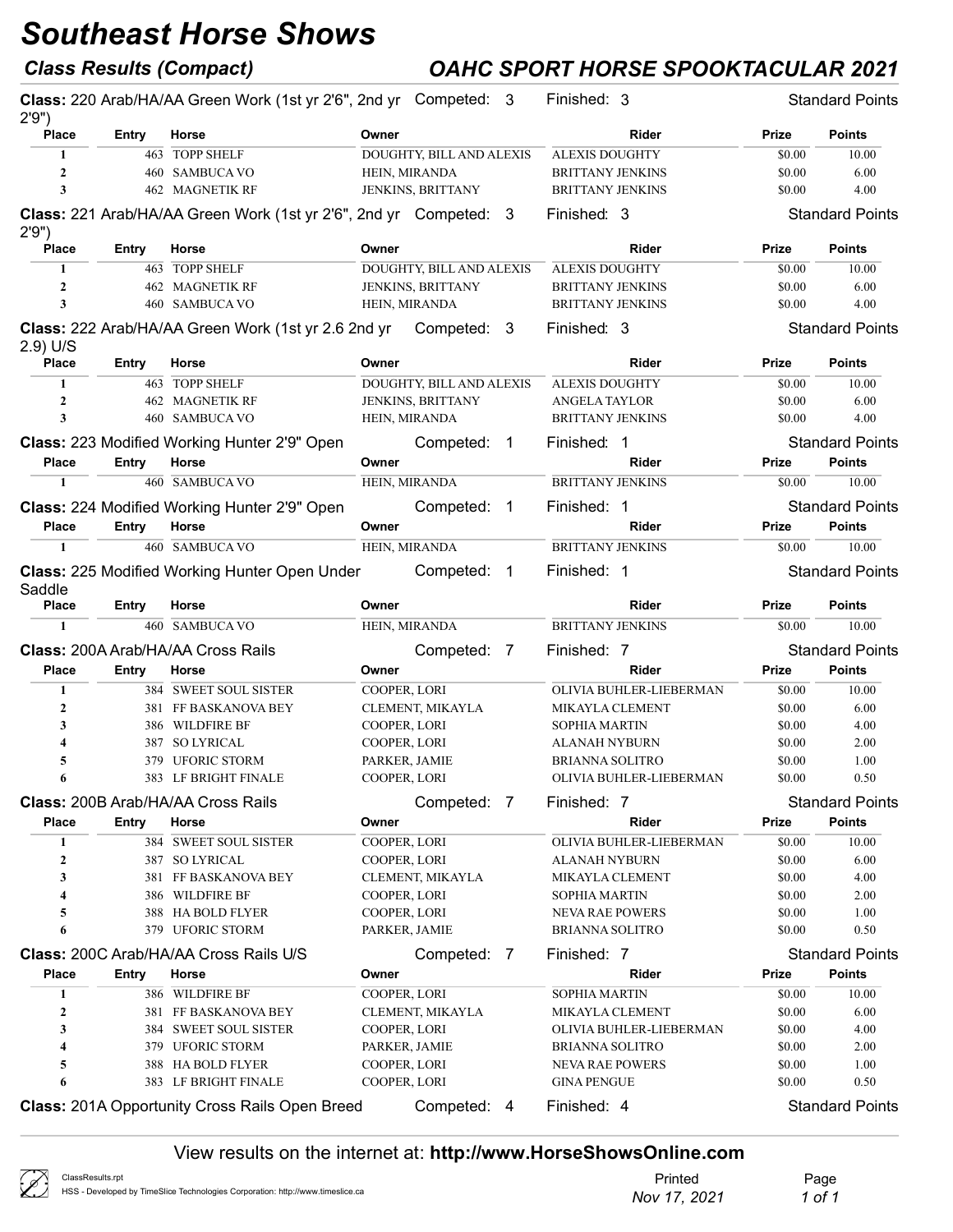# Southeast Horse Shows

## Class Results (Compact)

## OAHC SPORT HORSE SPOOKTACULAR 2021

**Class:** 220 Arab/HA/AA Green Work (1st yr 2'6", 2nd yr 2'9") — Competed: 3 — Finished: 3 — Standard Points

| Place | Entry | Horse | Owner | Rider | Prize | Points |
|---|---|---|---|---|---|---|
| 1 | 463 | TOPP SHELF | DOUGHTY, BILL AND ALEXIS | ALEXIS DOUGHTY | $0.00 | 10.00 |
| 2 | 460 | SAMBUCA VO | HEIN, MIRANDA | BRITTANY JENKINS | $0.00 | 6.00 |
| 3 | 462 | MAGNETIK RF | JENKINS, BRITTANY | BRITTANY JENKINS | $0.00 | 4.00 |

**Class:** 221 Arab/HA/AA Green Work (1st yr 2'6", 2nd yr 2'9") — Competed: 3 — Finished: 3 — Standard Points

| Place | Entry | Horse | Owner | Rider | Prize | Points |
|---|---|---|---|---|---|---|
| 1 | 463 | TOPP SHELF | DOUGHTY, BILL AND ALEXIS | ALEXIS DOUGHTY | $0.00 | 10.00 |
| 2 | 462 | MAGNETIK RF | JENKINS, BRITTANY | BRITTANY JENKINS | $0.00 | 6.00 |
| 3 | 460 | SAMBUCA VO | HEIN, MIRANDA | BRITTANY JENKINS | $0.00 | 4.00 |

**Class:** 222 Arab/HA/AA Green Work (1st yr 2.6 2nd yr 2.9) U/S — Competed: 3 — Finished: 3 — Standard Points

| Place | Entry | Horse | Owner | Rider | Prize | Points |
|---|---|---|---|---|---|---|
| 1 | 463 | TOPP SHELF | DOUGHTY, BILL AND ALEXIS | ALEXIS DOUGHTY | $0.00 | 10.00 |
| 2 | 462 | MAGNETIK RF | JENKINS, BRITTANY | ANGELA TAYLOR | $0.00 | 6.00 |
| 3 | 460 | SAMBUCA VO | HEIN, MIRANDA | BRITTANY JENKINS | $0.00 | 4.00 |

**Class:** 223 Modified Working Hunter 2'9" Open — Competed: 1 — Finished: 1 — Standard Points

| Place | Entry | Horse | Owner | Rider | Prize | Points |
|---|---|---|---|---|---|---|
| 1 | 460 | SAMBUCA VO | HEIN, MIRANDA | BRITTANY JENKINS | $0.00 | 10.00 |

**Class:** 224 Modified Working Hunter 2'9" Open — Competed: 1 — Finished: 1 — Standard Points

| Place | Entry | Horse | Owner | Rider | Prize | Points |
|---|---|---|---|---|---|---|
| 1 | 460 | SAMBUCA VO | HEIN, MIRANDA | BRITTANY JENKINS | $0.00 | 10.00 |

**Class:** 225 Modified Working Hunter Open Under Saddle — Competed: 1 — Finished: 1 — Standard Points

| Place | Entry | Horse | Owner | Rider | Prize | Points |
|---|---|---|---|---|---|---|
| 1 | 460 | SAMBUCA VO | HEIN, MIRANDA | BRITTANY JENKINS | $0.00 | 10.00 |

**Class:** 200A Arab/HA/AA Cross Rails — Competed: 7 — Finished: 7 — Standard Points

| Place | Entry | Horse | Owner | Rider | Prize | Points |
|---|---|---|---|---|---|---|
| 1 | 384 | SWEET SOUL SISTER | COOPER, LORI | OLIVIA BUHLER-LIEBERMAN | $0.00 | 10.00 |
| 2 | 381 | FF BASKANOVA BEY | CLEMENT, MIKAYLA | MIKAYLA CLEMENT | $0.00 | 6.00 |
| 3 | 386 | WILDFIRE BF | COOPER, LORI | SOPHIA MARTIN | $0.00 | 4.00 |
| 4 | 387 | SO LYRICAL | COOPER, LORI | ALANAH NYBURN | $0.00 | 2.00 |
| 5 | 379 | UFORIC STORM | PARKER, JAMIE | BRIANNA SOLITRO | $0.00 | 1.00 |
| 6 | 383 | LF BRIGHT FINALE | COOPER, LORI | OLIVIA BUHLER-LIEBERMAN | $0.00 | 0.50 |

**Class:** 200B Arab/HA/AA Cross Rails — Competed: 7 — Finished: 7 — Standard Points

| Place | Entry | Horse | Owner | Rider | Prize | Points |
|---|---|---|---|---|---|---|
| 1 | 384 | SWEET SOUL SISTER | COOPER, LORI | OLIVIA BUHLER-LIEBERMAN | $0.00 | 10.00 |
| 2 | 387 | SO LYRICAL | COOPER, LORI | ALANAH NYBURN | $0.00 | 6.00 |
| 3 | 381 | FF BASKANOVA BEY | CLEMENT, MIKAYLA | MIKAYLA CLEMENT | $0.00 | 4.00 |
| 4 | 386 | WILDFIRE BF | COOPER, LORI | SOPHIA MARTIN | $0.00 | 2.00 |
| 5 | 388 | HA BOLD FLYER | COOPER, LORI | NEVA RAE POWERS | $0.00 | 1.00 |
| 6 | 379 | UFORIC STORM | PARKER, JAMIE | BRIANNA SOLITRO | $0.00 | 0.50 |

**Class:** 200C Arab/HA/AA Cross Rails U/S — Competed: 7 — Finished: 7 — Standard Points

| Place | Entry | Horse | Owner | Rider | Prize | Points |
|---|---|---|---|---|---|---|
| 1 | 386 | WILDFIRE BF | COOPER, LORI | SOPHIA MARTIN | $0.00 | 10.00 |
| 2 | 381 | FF BASKANOVA BEY | CLEMENT, MIKAYLA | MIKAYLA CLEMENT | $0.00 | 6.00 |
| 3 | 384 | SWEET SOUL SISTER | COOPER, LORI | OLIVIA BUHLER-LIEBERMAN | $0.00 | 4.00 |
| 4 | 379 | UFORIC STORM | PARKER, JAMIE | BRIANNA SOLITRO | $0.00 | 2.00 |
| 5 | 388 | HA BOLD FLYER | COOPER, LORI | NEVA RAE POWERS | $0.00 | 1.00 |
| 6 | 383 | LF BRIGHT FINALE | COOPER, LORI | GINA PENGUE | $0.00 | 0.50 |

**Class:** 201A Opportunity Cross Rails Open Breed — Competed: 4 — Finished: 4 — Standard Points

View results on the internet at: **http://www.HorseShowsOnline.com**

ClassResults.rpt
HSS - Developed by TimeSlice Technologies Corporation: http://www.timeslice.ca

Printed *Nov 17, 2021*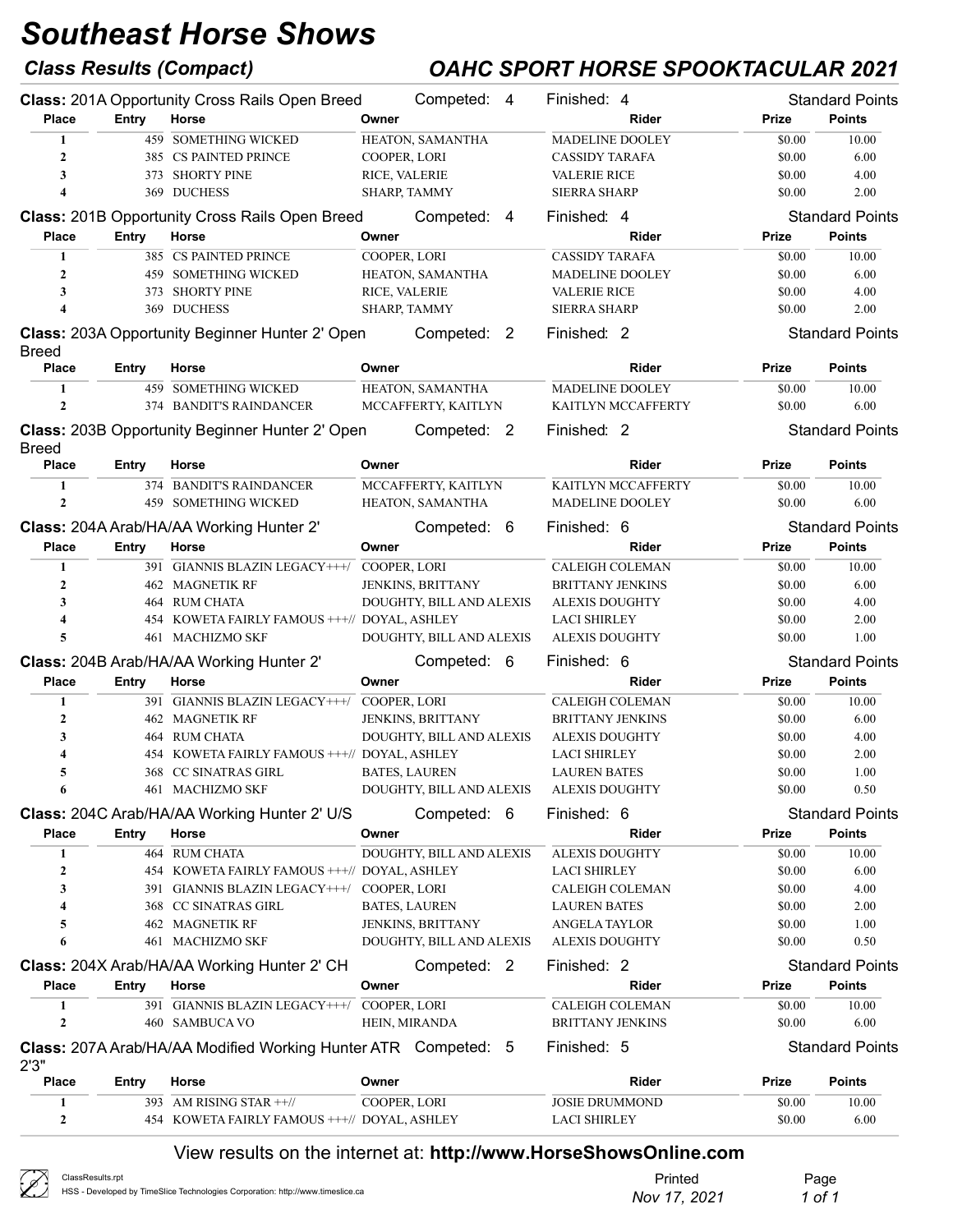# Southeast Horse Shows

## Class Results (Compact)

## OAHC SPORT HORSE SPOOKTACULAR 2021

**Class:** 201A Opportunity Cross Rails Open Breed — Competed: 4 — Finished: 4 — Standard Points

| Place | Entry | Horse | Owner | Rider | Prize | Points |
|---|---|---|---|---|---|---|
| 1 | 459 | SOMETHING WICKED | HEATON, SAMANTHA | MADELINE DOOLEY | $0.00 | 10.00 |
| 2 | 385 | CS PAINTED PRINCE | COOPER, LORI | CASSIDY TARAFA | $0.00 | 6.00 |
| 3 | 373 | SHORTY PINE | RICE, VALERIE | VALERIE RICE | $0.00 | 4.00 |
| 4 | 369 | DUCHESS | SHARP, TAMMY | SIERRA SHARP | $0.00 | 2.00 |

**Class:** 201B Opportunity Cross Rails Open Breed — Competed: 4 — Finished: 4 — Standard Points

| Place | Entry | Horse | Owner | Rider | Prize | Points |
|---|---|---|---|---|---|---|
| 1 | 385 | CS PAINTED PRINCE | COOPER, LORI | CASSIDY TARAFA | $0.00 | 10.00 |
| 2 | 459 | SOMETHING WICKED | HEATON, SAMANTHA | MADELINE DOOLEY | $0.00 | 6.00 |
| 3 | 373 | SHORTY PINE | RICE, VALERIE | VALERIE RICE | $0.00 | 4.00 |
| 4 | 369 | DUCHESS | SHARP, TAMMY | SIERRA SHARP | $0.00 | 2.00 |

**Class:** 203A Opportunity Beginner Hunter 2' Open Breed — Competed: 2 — Finished: 2 — Standard Points

| Place | Entry | Horse | Owner | Rider | Prize | Points |
|---|---|---|---|---|---|---|
| 1 | 459 | SOMETHING WICKED | HEATON, SAMANTHA | MADELINE DOOLEY | $0.00 | 10.00 |
| 2 | 374 | BANDIT'S RAINDANCER | MCCAFFERTY, KAITLYN | KAITLYN MCCAFFERTY | $0.00 | 6.00 |

**Class:** 203B Opportunity Beginner Hunter 2' Open Breed — Competed: 2 — Finished: 2 — Standard Points

| Place | Entry | Horse | Owner | Rider | Prize | Points |
|---|---|---|---|---|---|---|
| 1 | 374 | BANDIT'S RAINDANCER | MCCAFFERTY, KAITLYN | KAITLYN MCCAFFERTY | $0.00 | 10.00 |
| 2 | 459 | SOMETHING WICKED | HEATON, SAMANTHA | MADELINE DOOLEY | $0.00 | 6.00 |

**Class:** 204A Arab/HA/AA Working Hunter 2' — Competed: 6 — Finished: 6 — Standard Points

| Place | Entry | Horse | Owner | Rider | Prize | Points |
|---|---|---|---|---|---|---|
| 1 | 391 | GIANNIS BLAZIN LEGACY+++/ | COOPER, LORI | CALEIGH COLEMAN | $0.00 | 10.00 |
| 2 | 462 | MAGNETIK RF | JENKINS, BRITTANY | BRITTANY JENKINS | $0.00 | 6.00 |
| 3 | 464 | RUM CHATA | DOUGHTY, BILL AND ALEXIS | ALEXIS DOUGHTY | $0.00 | 4.00 |
| 4 | 454 | KOWETA FAIRLY FAMOUS +++// | DOYAL, ASHLEY | LACI SHIRLEY | $0.00 | 2.00 |
| 5 | 461 | MACHIZMO SKF | DOUGHTY, BILL AND ALEXIS | ALEXIS DOUGHTY | $0.00 | 1.00 |

**Class:** 204B Arab/HA/AA Working Hunter 2' — Competed: 6 — Finished: 6 — Standard Points

| Place | Entry | Horse | Owner | Rider | Prize | Points |
|---|---|---|---|---|---|---|
| 1 | 391 | GIANNIS BLAZIN LEGACY+++/ | COOPER, LORI | CALEIGH COLEMAN | $0.00 | 10.00 |
| 2 | 462 | MAGNETIK RF | JENKINS, BRITTANY | BRITTANY JENKINS | $0.00 | 6.00 |
| 3 | 464 | RUM CHATA | DOUGHTY, BILL AND ALEXIS | ALEXIS DOUGHTY | $0.00 | 4.00 |
| 4 | 454 | KOWETA FAIRLY FAMOUS +++// | DOYAL, ASHLEY | LACI SHIRLEY | $0.00 | 2.00 |
| 5 | 368 | CC SINATRAS GIRL | BATES, LAUREN | LAUREN BATES | $0.00 | 1.00 |
| 6 | 461 | MACHIZMO SKF | DOUGHTY, BILL AND ALEXIS | ALEXIS DOUGHTY | $0.00 | 0.50 |

**Class:** 204C Arab/HA/AA Working Hunter 2' U/S — Competed: 6 — Finished: 6 — Standard Points

| Place | Entry | Horse | Owner | Rider | Prize | Points |
|---|---|---|---|---|---|---|
| 1 | 464 | RUM CHATA | DOUGHTY, BILL AND ALEXIS | ALEXIS DOUGHTY | $0.00 | 10.00 |
| 2 | 454 | KOWETA FAIRLY FAMOUS +++// | DOYAL, ASHLEY | LACI SHIRLEY | $0.00 | 6.00 |
| 3 | 391 | GIANNIS BLAZIN LEGACY+++/ | COOPER, LORI | CALEIGH COLEMAN | $0.00 | 4.00 |
| 4 | 368 | CC SINATRAS GIRL | BATES, LAUREN | LAUREN BATES | $0.00 | 2.00 |
| 5 | 462 | MAGNETIK RF | JENKINS, BRITTANY | ANGELA TAYLOR | $0.00 | 1.00 |
| 6 | 461 | MACHIZMO SKF | DOUGHTY, BILL AND ALEXIS | ALEXIS DOUGHTY | $0.00 | 0.50 |

**Class:** 204X Arab/HA/AA Working Hunter 2' CH — Competed: 2 — Finished: 2 — Standard Points

| Place | Entry | Horse | Owner | Rider | Prize | Points |
|---|---|---|---|---|---|---|
| 1 | 391 | GIANNIS BLAZIN LEGACY+++/ | COOPER, LORI | CALEIGH COLEMAN | $0.00 | 10.00 |
| 2 | 460 | SAMBUCA VO | HEIN, MIRANDA | BRITTANY JENKINS | $0.00 | 6.00 |

**Class:** 207A Arab/HA/AA Modified Working Hunter ATR 2'3" — Competed: 5 — Finished: 5 — Standard Points

| Place | Entry | Horse | Owner | Rider | Prize | Points |
|---|---|---|---|---|---|---|
| 1 | 393 | AM RISING STAR ++// | COOPER, LORI | JOSIE DRUMMOND | $0.00 | 10.00 |
| 2 | 454 | KOWETA FAIRLY FAMOUS +++// | DOYAL, ASHLEY | LACI SHIRLEY | $0.00 | 6.00 |

View results on the internet at: **http://www.HorseShowsOnline.com**

ClassResults.rpt
HSS - Developed by TimeSlice Technologies Corporation: http://www.timeslice.ca

Printed *Nov 17, 2021*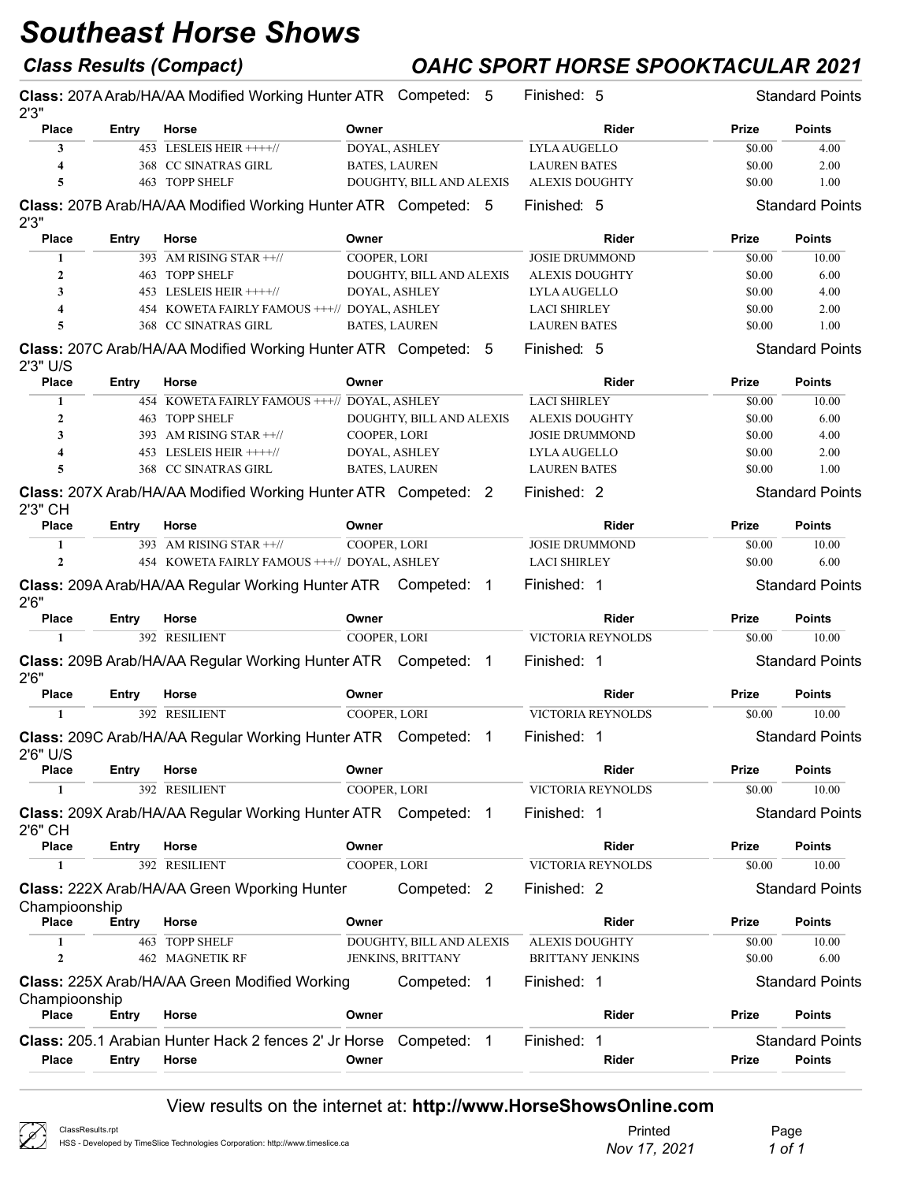# Southeast Horse Shows

## Class Results (Compact)

## OAHC SPORT HORSE SPOOKTACULAR 2021

**Class:** 207A Arab/HA/AA Modified Working Hunter ATR 2'3" Competed: 5 Finished: 5 Standard Points

| Place | Entry | Horse | Owner | Rider | Prize | Points |
|---|---|---|---|---|---|---|
| 3 | 453 | LESLEIS HEIR ++++// | DOYAL, ASHLEY | LYLA AUGELLO | $0.00 | 4.00 |
| 4 | 368 | CC SINATRAS GIRL | BATES, LAUREN | LAUREN BATES | $0.00 | 2.00 |
| 5 | 463 | TOPP SHELF | DOUGHTY, BILL AND ALEXIS | ALEXIS DOUGHTY | $0.00 | 1.00 |

**Class:** 207B Arab/HA/AA Modified Working Hunter ATR 2'3" Competed: 5 Finished: 5 Standard Points

| Place | Entry | Horse | Owner | Rider | Prize | Points |
|---|---|---|---|---|---|---|
| 1 | 393 | AM RISING STAR ++// | COOPER, LORI | JOSIE DRUMMOND | $0.00 | 10.00 |
| 2 | 463 | TOPP SHELF | DOUGHTY, BILL AND ALEXIS | ALEXIS DOUGHTY | $0.00 | 6.00 |
| 3 | 453 | LESLEIS HEIR ++++// | DOYAL, ASHLEY | LYLA AUGELLO | $0.00 | 4.00 |
| 4 | 454 | KOWETA FAIRLY FAMOUS +++// | DOYAL, ASHLEY | LACI SHIRLEY | $0.00 | 2.00 |
| 5 | 368 | CC SINATRAS GIRL | BATES, LAUREN | LAUREN BATES | $0.00 | 1.00 |

**Class:** 207C Arab/HA/AA Modified Working Hunter ATR 2'3" U/S Competed: 5 Finished: 5 Standard Points

| Place | Entry | Horse | Owner | Rider | Prize | Points |
|---|---|---|---|---|---|---|
| 1 | 454 | KOWETA FAIRLY FAMOUS +++// | DOYAL, ASHLEY | LACI SHIRLEY | $0.00 | 10.00 |
| 2 | 463 | TOPP SHELF | DOUGHTY, BILL AND ALEXIS | ALEXIS DOUGHTY | $0.00 | 6.00 |
| 3 | 393 | AM RISING STAR ++// | COOPER, LORI | JOSIE DRUMMOND | $0.00 | 4.00 |
| 4 | 453 | LESLEIS HEIR ++++// | DOYAL, ASHLEY | LYLA AUGELLO | $0.00 | 2.00 |
| 5 | 368 | CC SINATRAS GIRL | BATES, LAUREN | LAUREN BATES | $0.00 | 1.00 |

**Class:** 207X Arab/HA/AA Modified Working Hunter ATR 2'3" CH Competed: 2 Finished: 2 Standard Points

| Place | Entry | Horse | Owner | Rider | Prize | Points |
|---|---|---|---|---|---|---|
| 1 | 393 | AM RISING STAR ++// | COOPER, LORI | JOSIE DRUMMOND | $0.00 | 10.00 |
| 2 | 454 | KOWETA FAIRLY FAMOUS +++// | DOYAL, ASHLEY | LACI SHIRLEY | $0.00 | 6.00 |

**Class:** 209A Arab/HA/AA Regular Working Hunter ATR 2'6" Competed: 1 Finished: 1 Standard Points

| Place | Entry | Horse | Owner | Rider | Prize | Points |
|---|---|---|---|---|---|---|
| 1 | 392 | RESILIENT | COOPER, LORI | VICTORIA REYNOLDS | $0.00 | 10.00 |

**Class:** 209B Arab/HA/AA Regular Working Hunter ATR 2'6" Competed: 1 Finished: 1 Standard Points

| Place | Entry | Horse | Owner | Rider | Prize | Points |
|---|---|---|---|---|---|---|
| 1 | 392 | RESILIENT | COOPER, LORI | VICTORIA REYNOLDS | $0.00 | 10.00 |

**Class:** 209C Arab/HA/AA Regular Working Hunter ATR 2'6" U/S Competed: 1 Finished: 1 Standard Points

| Place | Entry | Horse | Owner | Rider | Prize | Points |
|---|---|---|---|---|---|---|
| 1 | 392 | RESILIENT | COOPER, LORI | VICTORIA REYNOLDS | $0.00 | 10.00 |

**Class:** 209X Arab/HA/AA Regular Working Hunter ATR 2'6" CH Competed: 1 Finished: 1 Standard Points

| Place | Entry | Horse | Owner | Rider | Prize | Points |
|---|---|---|---|---|---|---|
| 1 | 392 | RESILIENT | COOPER, LORI | VICTORIA REYNOLDS | $0.00 | 10.00 |

**Class:** 222X Arab/HA/AA Green Wporking Hunter Champioonship Competed: 2 Finished: 2 Standard Points

| Place | Entry | Horse | Owner | Rider | Prize | Points |
|---|---|---|---|---|---|---|
| 1 | 463 | TOPP SHELF | DOUGHTY, BILL AND ALEXIS | ALEXIS DOUGHTY | $0.00 | 10.00 |
| 2 | 462 | MAGNETIK RF | JENKINS, BRITTANY | BRITTANY JENKINS | $0.00 | 6.00 |

**Class:** 225X Arab/HA/AA Green Modified Working Champioonship Competed: 1 Finished: 1 Standard Points

| Place | Entry | Horse | Owner | Rider | Prize | Points |
|---|---|---|---|---|---|---|

**Class:** 205.1 Arabian Hunter Hack 2 fences 2' Jr Horse Competed: 1 Finished: 1 Standard Points

| Place | Entry | Horse | Owner | Rider | Prize | Points |
|---|---|---|---|---|---|---|

View results on the internet at: **http://www.HorseShowsOnline.com**

ClassResults.rpt
HSS - Developed by TimeSlice Technologies Corporation: http://www.timeslice.ca

Printed *Nov 17, 2021*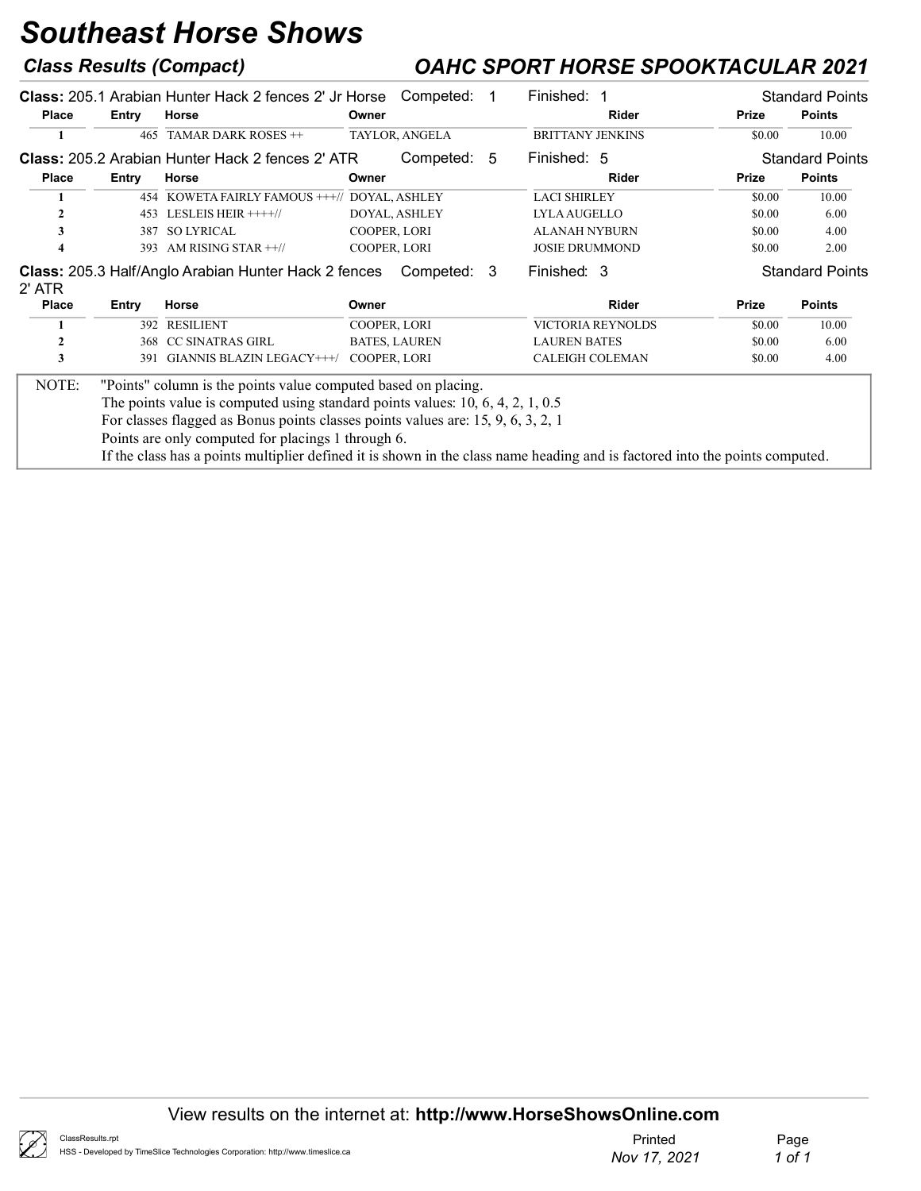# Southeast Horse Shows

## Class Results (Compact)

## OAHC SPORT HORSE SPOOKTACULAR 2021

**Class:** 205.1 Arabian Hunter Hack 2 fences 2' Jr Horse    Competed: 1    Finished: 1    Standard Points

| Place | Entry | Horse | Owner | Rider | Prize | Points |
|---|---|---|---|---|---|---|
| 1 | 465 | TAMAR DARK ROSES ++ | TAYLOR, ANGELA | BRITTANY JENKINS | $0.00 | 10.00 |

**Class:** 205.2 Arabian Hunter Hack 2 fences 2' ATR    Competed: 5    Finished: 5    Standard Points

| Place | Entry | Horse | Owner | Rider | Prize | Points |
|---|---|---|---|---|---|---|
| 1 | 454 | KOWETA FAIRLY FAMOUS +++// | DOYAL, ASHLEY | LACI SHIRLEY | $0.00 | 10.00 |
| 2 | 453 | LESLEIS HEIR ++++// | DOYAL, ASHLEY | LYLA AUGELLO | $0.00 | 6.00 |
| 3 | 387 | SO LYRICAL | COOPER, LORI | ALANAH NYBURN | $0.00 | 4.00 |
| 4 | 393 | AM RISING STAR ++// | COOPER, LORI | JOSIE DRUMMOND | $0.00 | 2.00 |

**Class:** 205.3 Half/Anglo Arabian Hunter Hack 2 fences 2' ATR    Competed: 3    Finished: 3    Standard Points

| Place | Entry | Horse | Owner | Rider | Prize | Points |
|---|---|---|---|---|---|---|
| 1 | 392 | RESILIENT | COOPER, LORI | VICTORIA REYNOLDS | $0.00 | 10.00 |
| 2 | 368 | CC SINATRAS GIRL | BATES, LAUREN | LAUREN BATES | $0.00 | 6.00 |
| 3 | 391 | GIANNIS BLAZIN LEGACY+++/ | COOPER, LORI | CALEIGH COLEMAN | $0.00 | 4.00 |

NOTE: "Points" column is the points value computed based on placing.
The points value is computed using standard points values: 10, 6, 4, 2, 1, 0.5
For classes flagged as Bonus points classes points values are: 15, 9, 6, 3, 2, 1
Points are only computed for placings 1 through 6.
If the class has a points multiplier defined it is shown in the class name heading and is factored into the points computed.

View results on the internet at: **http://www.HorseShowsOnline.com**

ClassResults.rpt
HSS - Developed by TimeSlice Technologies Corporation: http://www.timeslice.ca

Printed *Nov 17, 2021*